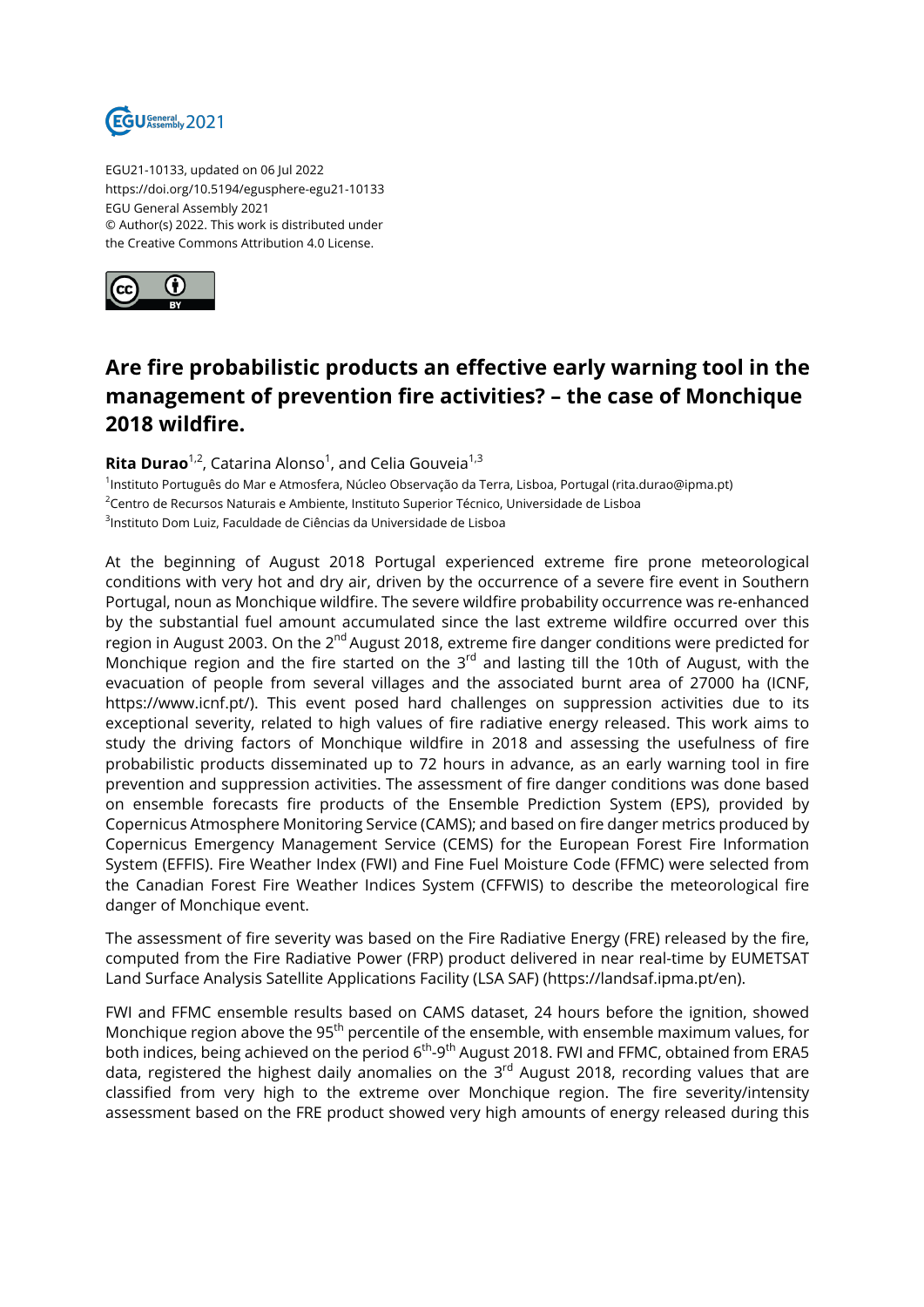EGU21-10133, updated on 06 Jul 2022
https://doi.org/10.5194/egusphere-egu21-10133
EGU General Assembly 2021
© Author(s) 2022. This work is distributed under
the Creative Commons Attribution 4.0 License.

# Are fire probabilistic products an effective early warning tool in the management of prevention fire activities? – the case of Monchique 2018 wildfire.

**Rita Durao**[1,2], Catarina Alonso[1], and Celia Gouveia[1,3]

[1]Instituto Português do Mar e Atmosfera, Núcleo Observação da Terra, Lisboa, Portugal (rita.durao@ipma.pt)
[2]Centro de Recursos Naturais e Ambiente, Instituto Superior Técnico, Universidade de Lisboa
[3]Instituto Dom Luiz, Faculdade de Ciências da Universidade de Lisboa

At the beginning of August 2018 Portugal experienced extreme fire prone meteorological conditions with very hot and dry air, driven by the occurrence of a severe fire event in Southern Portugal, noun as Monchique wildfire. The severe wildfire probability occurrence was re-enhanced by the substantial fuel amount accumulated since the last extreme wildfire occurred over this region in August 2003. On the 2nd August 2018, extreme fire danger conditions were predicted for Monchique region and the fire started on the 3rd and lasting till the 10th of August, with the evacuation of people from several villages and the associated burnt area of 27000 ha (ICNF, https://www.icnf.pt/). This event posed hard challenges on suppression activities due to its exceptional severity, related to high values of fire radiative energy released. This work aims to study the driving factors of Monchique wildfire in 2018 and assessing the usefulness of fire probabilistic products disseminated up to 72 hours in advance, as an early warning tool in fire prevention and suppression activities. The assessment of fire danger conditions was done based on ensemble forecasts fire products of the Ensemble Prediction System (EPS), provided by Copernicus Atmosphere Monitoring Service (CAMS); and based on fire danger metrics produced by Copernicus Emergency Management Service (CEMS) for the European Forest Fire Information System (EFFIS). Fire Weather Index (FWI) and Fine Fuel Moisture Code (FFMC) were selected from the Canadian Forest Fire Weather Indices System (CFFWIS) to describe the meteorological fire danger of Monchique event.

The assessment of fire severity was based on the Fire Radiative Energy (FRE) released by the fire, computed from the Fire Radiative Power (FRP) product delivered in near real-time by EUMETSAT Land Surface Analysis Satellite Applications Facility (LSA SAF) (https://landsaf.ipma.pt/en).

FWI and FFMC ensemble results based on CAMS dataset, 24 hours before the ignition, showed Monchique region above the 95th percentile of the ensemble, with ensemble maximum values, for both indices, being achieved on the period 6th-9th August 2018. FWI and FFMC, obtained from ERA5 data, registered the highest daily anomalies on the 3rd August 2018, recording values that are classified from very high to the extreme over Monchique region. The fire severity/intensity assessment based on the FRE product showed very high amounts of energy released during this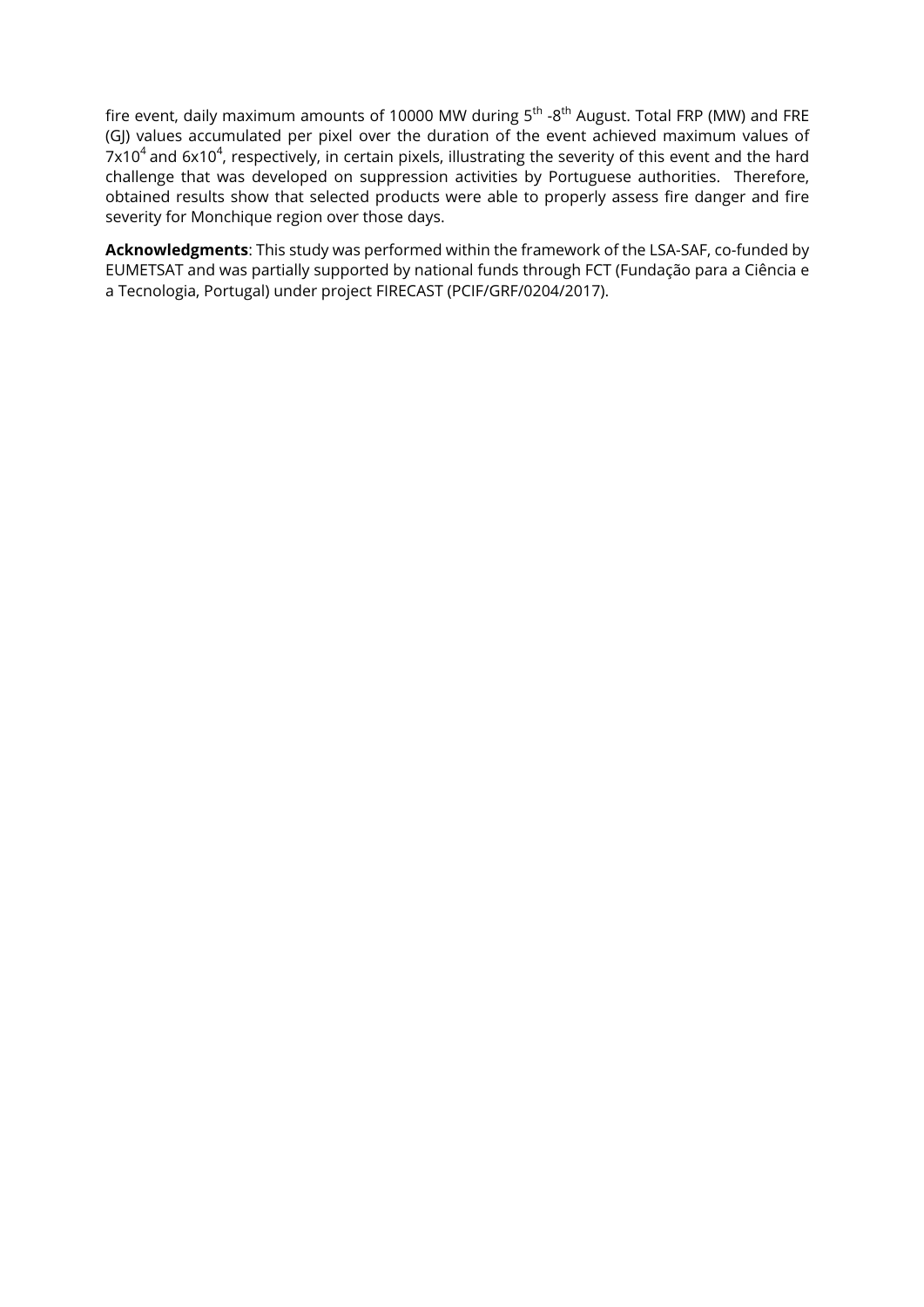fire event, daily maximum amounts of 10000 MW during $5^{th}$ -$8^{th}$ August. Total FRP (MW) and FRE (GJ) values accumulated per pixel over the duration of the event achieved maximum values of $7x10^4$ and $6x10^4$, respectively, in certain pixels, illustrating the severity of this event and the hard challenge that was developed on suppression activities by Portuguese authorities. Therefore, obtained results show that selected products were able to properly assess fire danger and fire severity for Monchique region over those days.

**Acknowledgments**: This study was performed within the framework of the LSA-SAF, co-funded by EUMETSAT and was partially supported by national funds through FCT (Fundação para a Ciência e a Tecnologia, Portugal) under project FIRECAST (PCIF/GRF/0204/2017).